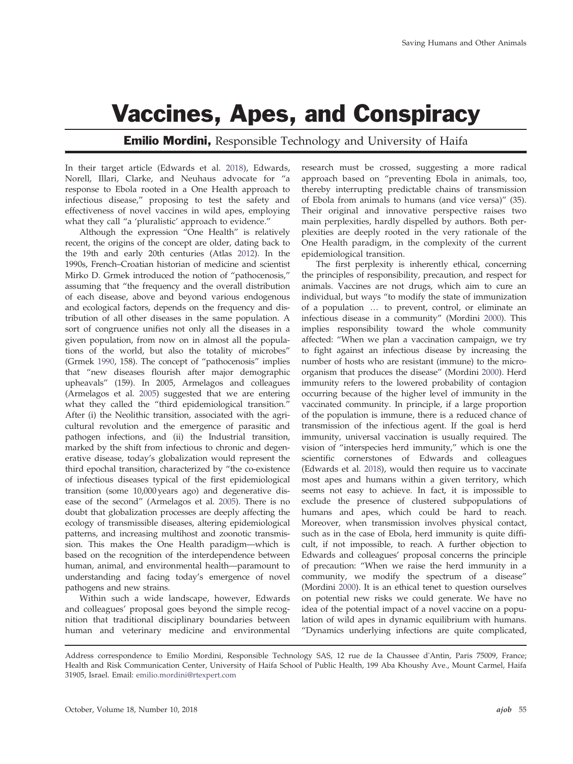# Vaccines, Apes, and Conspiracy

**Emilio Mordini,** Responsible Technology and University of Haifa

In their target article (Edwards et al. 2018), Edwards, Norell, Illari, Clarke, and Neuhaus advocate for "a response to Ebola rooted in a One Health approach to infectious disease," proposing to test the safety and effectiveness of novel vaccines in wild apes, employing what they call "a 'pluralistic' approach to evidence."

Although the expression "One Health" is relatively recent, the origins of the concept are older, dating back to the 19th and early 20th centuries (Atlas 2012). In the 1990s, French–Croatian historian of medicine and scientist Mirko D. Grmek introduced the notion of "pathocenosis," assuming that "the frequency and the overall distribution of each disease, above and beyond various endogenous and ecological factors, depends on the frequency and distribution of all other diseases in the same population. A sort of congruence unifies not only all the diseases in a given population, from now on in almost all the populations of the world, but also the totality of microbes" (Grmek 1990, 158). The concept of "pathocenosis" implies that "new diseases flourish after major demographic upheavals" (159). In 2005, Armelagos and colleagues (Armelagos et al. 2005) suggested that we are entering what they called the "third epidemiological transition." After (i) the Neolithic transition, associated with the agricultural revolution and the emergence of parasitic and pathogen infections, and (ii) the Industrial transition, marked by the shift from infectious to chronic and degenerative disease, today's globalization would represent the third epochal transition, characterized by "the co-existence of infectious diseases typical of the first epidemiological transition (some 10,000 years ago) and degenerative disease of the second" (Armelagos et al. 2005). There is no doubt that globalization processes are deeply affecting the ecology of transmissible diseases, altering epidemiological patterns, and increasing multihost and zoonotic transmission. This makes the One Health paradigm—which is based on the recognition of the interdependence between human, animal, and environmental health—paramount to understanding and facing today's emergence of novel pathogens and new strains.

Within such a wide landscape, however, Edwards and colleagues' proposal goes beyond the simple recognition that traditional disciplinary boundaries between human and veterinary medicine and environmental research must be crossed, suggesting a more radical approach based on "preventing Ebola in animals, too, thereby interrupting predictable chains of transmission of Ebola from animals to humans (and vice versa)" (35). Their original and innovative perspective raises two main perplexities, hardly dispelled by authors. Both perplexities are deeply rooted in the very rationale of the One Health paradigm, in the complexity of the current epidemiological transition.

The first perplexity is inherently ethical, concerning the principles of responsibility, precaution, and respect for animals. Vaccines are not drugs, which aim to cure an individual, but ways "to modify the state of immunization of a population … to prevent, control, or eliminate an infectious disease in a community" (Mordini 2000). This implies responsibility toward the whole community affected: "When we plan a vaccination campaign, we try to fight against an infectious disease by increasing the number of hosts who are resistant (immune) to the microorganism that produces the disease" (Mordini 2000). Herd immunity refers to the lowered probability of contagion occurring because of the higher level of immunity in the vaccinated community. In principle, if a large proportion of the population is immune, there is a reduced chance of transmission of the infectious agent. If the goal is herd immunity, universal vaccination is usually required. The vision of "interspecies herd immunity," which is one the scientific cornerstones of Edwards and colleagues (Edwards et al. 2018), would then require us to vaccinate most apes and humans within a given territory, which seems not easy to achieve. In fact, it is impossible to exclude the presence of clustered subpopulations of humans and apes, which could be hard to reach. Moreover, when transmission involves physical contact, such as in the case of Ebola, herd immunity is quite difficult, if not impossible, to reach. A further objection to Edwards and colleagues' proposal concerns the principle of precaution: "When we raise the herd immunity in a community, we modify the spectrum of a disease" (Mordini 2000). It is an ethical tenet to question ourselves on potential new risks we could generate. We have no idea of the potential impact of a novel vaccine on a population of wild apes in dynamic equilibrium with humans. "Dynamics underlying infections are quite complicated,

Address correspondence to Emilio Mordini, Responsible Technology SAS, 12 rue de Ia Chaussee d'Antin, Paris 75009, France; Health and Risk Communication Center, University of Haifa School of Public Health, 199 Aba Khoushy Ave., Mount Carmel, Haifa 31905, Israel. Email: emilio.mordini@rtexpert.com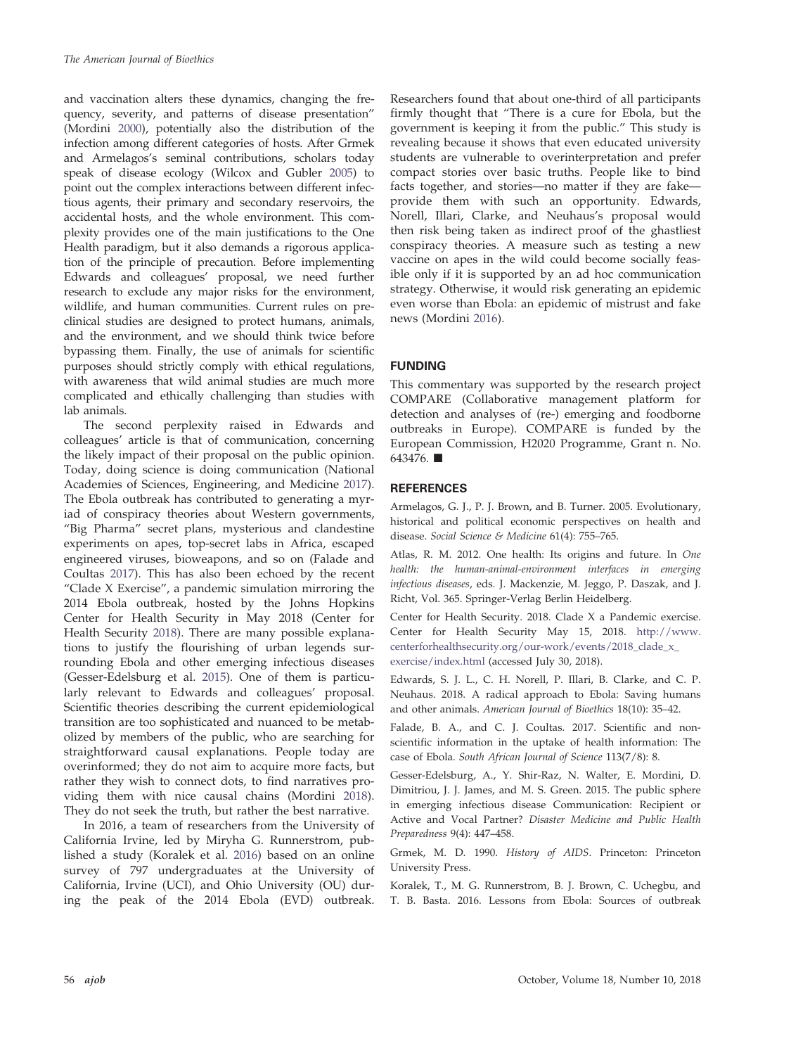and vaccination alters these dynamics, changing the frequency, severity, and patterns of disease presentation" (Mordini 2000), potentially also the distribution of the infection among different categories of hosts. After Grmek and Armelagos's seminal contributions, scholars today speak of disease ecology (Wilcox and Gubler 2005) to point out the complex interactions between different infectious agents, their primary and secondary reservoirs, the accidental hosts, and the whole environment. This complexity provides one of the main justifications to the One Health paradigm, but it also demands a rigorous application of the principle of precaution. Before implementing Edwards and colleagues' proposal, we need further research to exclude any major risks for the environment, wildlife, and human communities. Current rules on preclinical studies are designed to protect humans, animals, and the environment, and we should think twice before bypassing them. Finally, the use of animals for scientific purposes should strictly comply with ethical regulations, with awareness that wild animal studies are much more complicated and ethically challenging than studies with lab animals.

The second perplexity raised in Edwards and colleagues' article is that of communication, concerning the likely impact of their proposal on the public opinion. Today, doing science is doing communication (National Academies of Sciences, Engineering, and Medicine 2017). The Ebola outbreak has contributed to generating a myriad of conspiracy theories about Western governments, "Big Pharma" secret plans, mysterious and clandestine experiments on apes, top-secret labs in Africa, escaped engineered viruses, bioweapons, and so on (Falade and Coultas 2017). This has also been echoed by the recent "Clade X Exercise", a pandemic simulation mirroring the 2014 Ebola outbreak, hosted by the Johns Hopkins Center for Health Security in May 2018 (Center for Health Security 2018). There are many possible explanations to justify the flourishing of urban legends surrounding Ebola and other emerging infectious diseases (Gesser-Edelsburg et al. 2015). One of them is particularly relevant to Edwards and colleagues' proposal. Scientific theories describing the current epidemiological transition are too sophisticated and nuanced to be metabolized by members of the public, who are searching for straightforward causal explanations. People today are overinformed; they do not aim to acquire more facts, but rather they wish to connect dots, to find narratives providing them with nice causal chains (Mordini 2018). They do not seek the truth, but rather the best narrative.

In 2016, a team of researchers from the University of California Irvine, led by Miryha G. Runnerstrom, published a study (Koralek et al. 2016) based on an online survey of 797 undergraduates at the University of California, Irvine (UCI), and Ohio University (OU) during the peak of the 2014 Ebola (EVD) outbreak. Researchers found that about one-third of all participants firmly thought that "There is a cure for Ebola, but the government is keeping it from the public." This study is revealing because it shows that even educated university students are vulnerable to overinterpretation and prefer compact stories over basic truths. People like to bind facts together, and stories—no matter if they are fake—provide them with such an opportunity. Edwards, Norell, Illari, Clarke, and Neuhaus's proposal would then risk being taken as indirect proof of the ghastliest conspiracy theories. A measure such as testing a new vaccine on apes in the wild could become socially feasible only if it is supported by an ad hoc communication strategy. Otherwise, it would risk generating an epidemic even worse than Ebola: an epidemic of mistrust and fake news (Mordini 2016).

## FUNDING

This commentary was supported by the research project COMPARE (Collaborative management platform for detection and analyses of (re-) emerging and foodborne outbreaks in Europe). COMPARE is funded by the European Commission, H2020 Programme, Grant n. No. 643476. ■

## REFERENCES

Armelagos, G. J., P. J. Brown, and B. Turner. 2005. Evolutionary, historical and political economic perspectives on health and disease. *Social Science & Medicine* 61(4): 755–765.

Atlas, R. M. 2012. One health: Its origins and future. In *One health: the human-animal-environment interfaces in emerging infectious diseases*, eds. J. Mackenzie, M. Jeggo, P. Daszak, and J. Richt, Vol. 365. Springer-Verlag Berlin Heidelberg.

Center for Health Security. 2018. Clade X a Pandemic exercise. Center for Health Security May 15, 2018. http://www.centerforhealthsecurity.org/our-work/events/2018_clade_x_exercise/index.html (accessed July 30, 2018).

Edwards, S. J. L., C. H. Norell, P. Illari, B. Clarke, and C. P. Neuhaus. 2018. A radical approach to Ebola: Saving humans and other animals. *American Journal of Bioethics* 18(10): 35–42.

Falade, B. A., and C. J. Coultas. 2017. Scientific and non-scientific information in the uptake of health information: The case of Ebola. *South African Journal of Science* 113(7/8): 8.

Gesser-Edelsburg, A., Y. Shir-Raz, N. Walter, E. Mordini, D. Dimitriou, J. J. James, and M. S. Green. 2015. The public sphere in emerging infectious disease Communication: Recipient or Active and Vocal Partner? *Disaster Medicine and Public Health Preparedness* 9(4): 447–458.

Grmek, M. D. 1990. *History of AIDS*. Princeton: Princeton University Press.

Koralek, T., M. G. Runnerstrom, B. J. Brown, C. Uchegbu, and T. B. Basta. 2016. Lessons from Ebola: Sources of outbreak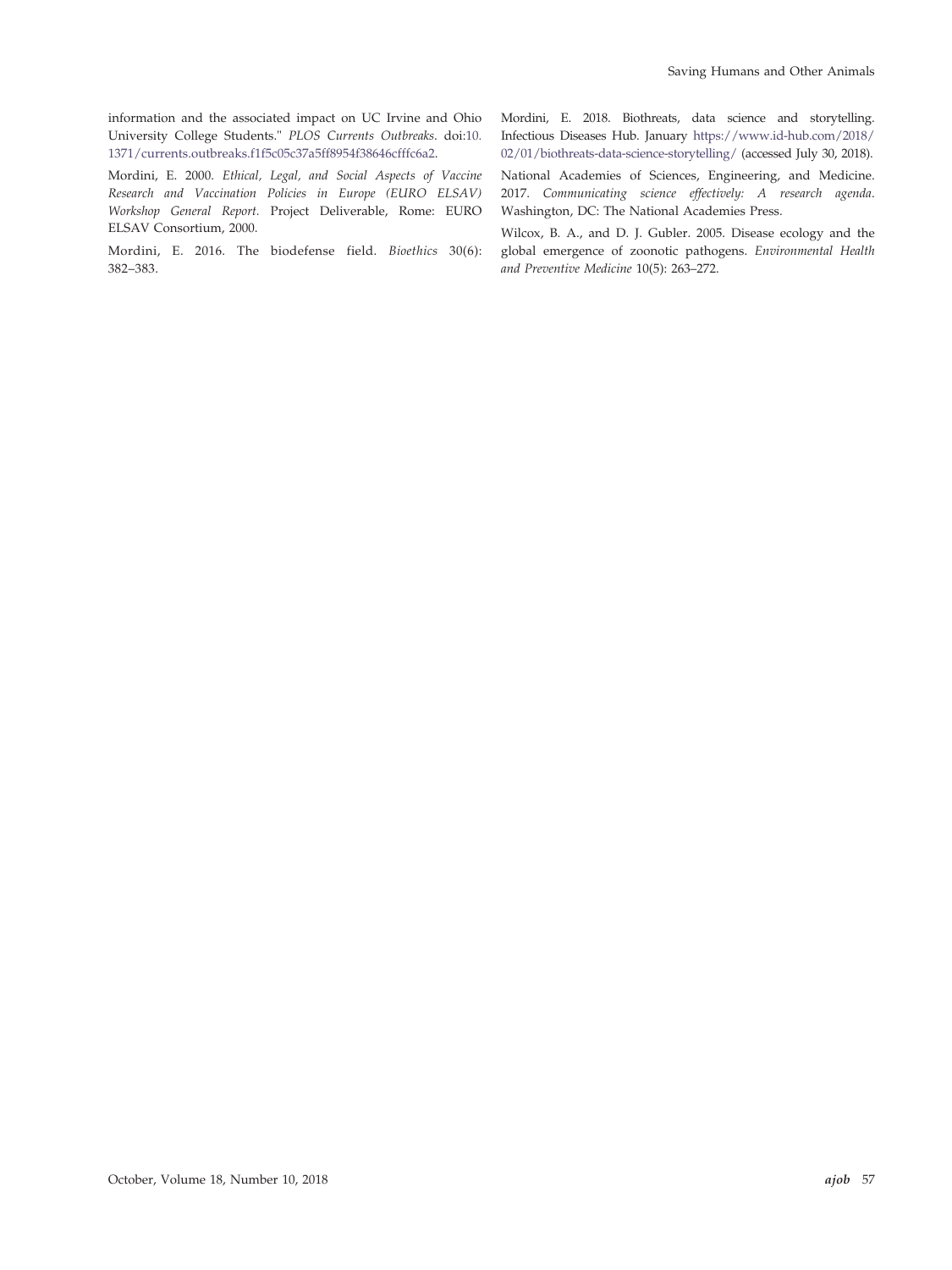information and the associated impact on UC Irvine and Ohio University College Students." *PLOS Currents Outbreaks*. doi:10.1371/currents.outbreaks.f1f5c05c37a5ff8954f38646cfffc6a2.

Mordini, E. 2000. *Ethical, Legal, and Social Aspects of Vaccine Research and Vaccination Policies in Europe (EURO ELSAV) Workshop General Report*. Project Deliverable, Rome: EURO ELSAV Consortium, 2000.

Mordini, E. 2016. The biodefense field. *Bioethics* 30(6): 382–383.

Mordini, E. 2018. Biothreats, data science and storytelling. Infectious Diseases Hub. January https://www.id-hub.com/2018/02/01/biothreats-data-science-storytelling/ (accessed July 30, 2018).

National Academies of Sciences, Engineering, and Medicine. 2017. *Communicating science effectively: A research agenda*. Washington, DC: The National Academies Press.

Wilcox, B. A., and D. J. Gubler. 2005. Disease ecology and the global emergence of zoonotic pathogens. *Environmental Health and Preventive Medicine* 10(5): 263–272.